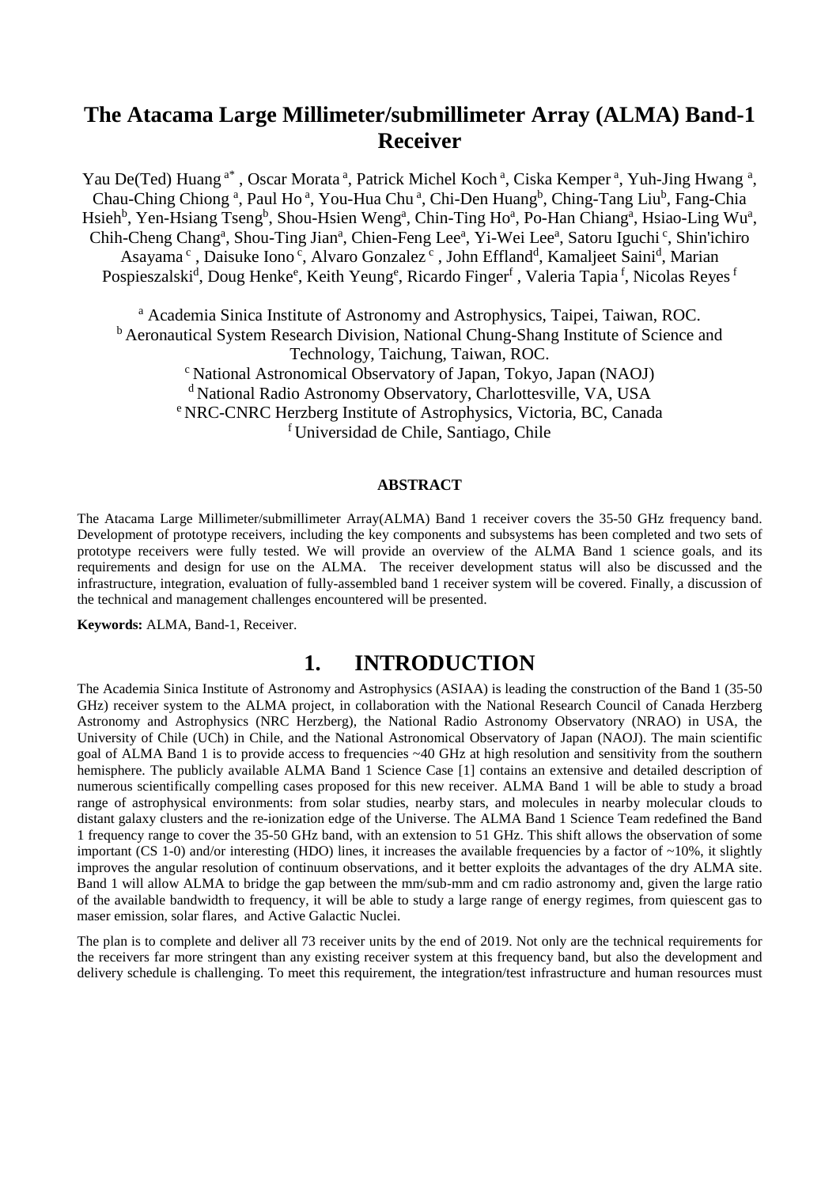# The Atacama Large Millimeter/submillimeter Array (ALMA) Band-1 Receiver

Yau De(Ted) Huang [a*], Oscar Morata [a], Patrick Michel Koch [a], Ciska Kemper [a], Yuh-Jing Hwang [a], Chau-Ching Chiong [a], Paul Ho [a], You-Hua Chu [a], Chi-Den Huang[b], Ching-Tang Liu[b], Fang-Chia Hsieh[b], Yen-Hsiang Tseng[b], Shou-Hsien Weng[a], Chin-Ting Ho[a], Po-Han Chiang[a], Hsiao-Ling Wu[a], Chih-Cheng Chang[a], Shou-Ting Jian[a], Chien-Feng Lee[a], Yi-Wei Lee[a], Satoru Iguchi [c], Shin'ichiro Asayama [c], Daisuke Iono [c], Alvaro Gonzalez [c], John Effland[d], Kamaljeet Saini[d], Marian Pospieszalski[d], Doug Henke[e], Keith Yeung[e], Ricardo Finger[f], Valeria Tapia [f], Nicolas Reyes [f]

[a] Academia Sinica Institute of Astronomy and Astrophysics, Taipei, Taiwan, ROC.
[b] Aeronautical System Research Division, National Chung-Shang Institute of Science and Technology, Taichung, Taiwan, ROC.
[c] National Astronomical Observatory of Japan, Tokyo, Japan (NAOJ)
[d] National Radio Astronomy Observatory, Charlottesville, VA, USA
[e] NRC-CNRC Herzberg Institute of Astrophysics, Victoria, BC, Canada
[f] Universidad de Chile, Santiago, Chile

**ABSTRACT**

The Atacama Large Millimeter/submillimeter Array(ALMA) Band 1 receiver covers the 35-50 GHz frequency band. Development of prototype receivers, including the key components and subsystems has been completed and two sets of prototype receivers were fully tested. We will provide an overview of the ALMA Band 1 science goals, and its requirements and design for use on the ALMA. The receiver development status will also be discussed and the infrastructure, integration, evaluation of fully-assembled band 1 receiver system will be covered. Finally, a discussion of the technical and management challenges encountered will be presented.

**Keywords:** ALMA, Band-1, Receiver.

## 1. INTRODUCTION

The Academia Sinica Institute of Astronomy and Astrophysics (ASIAA) is leading the construction of the Band 1 (35-50 GHz) receiver system to the ALMA project, in collaboration with the National Research Council of Canada Herzberg Astronomy and Astrophysics (NRC Herzberg), the National Radio Astronomy Observatory (NRAO) in USA, the University of Chile (UCh) in Chile, and the National Astronomical Observatory of Japan (NAOJ). The main scientific goal of ALMA Band 1 is to provide access to frequencies ~40 GHz at high resolution and sensitivity from the southern hemisphere. The publicly available ALMA Band 1 Science Case [1] contains an extensive and detailed description of numerous scientifically compelling cases proposed for this new receiver. ALMA Band 1 will be able to study a broad range of astrophysical environments: from solar studies, nearby stars, and molecules in nearby molecular clouds to distant galaxy clusters and the re-ionization edge of the Universe. The ALMA Band 1 Science Team redefined the Band 1 frequency range to cover the 35-50 GHz band, with an extension to 51 GHz. This shift allows the observation of some important (CS 1-0) and/or interesting (HDO) lines, it increases the available frequencies by a factor of ~10%, it slightly improves the angular resolution of continuum observations, and it better exploits the advantages of the dry ALMA site. Band 1 will allow ALMA to bridge the gap between the mm/sub-mm and cm radio astronomy and, given the large ratio of the available bandwidth to frequency, it will be able to study a large range of energy regimes, from quiescent gas to maser emission, solar flares, and Active Galactic Nuclei.

The plan is to complete and deliver all 73 receiver units by the end of 2019. Not only are the technical requirements for the receivers far more stringent than any existing receiver system at this frequency band, but also the development and delivery schedule is challenging. To meet this requirement, the integration/test infrastructure and human resources must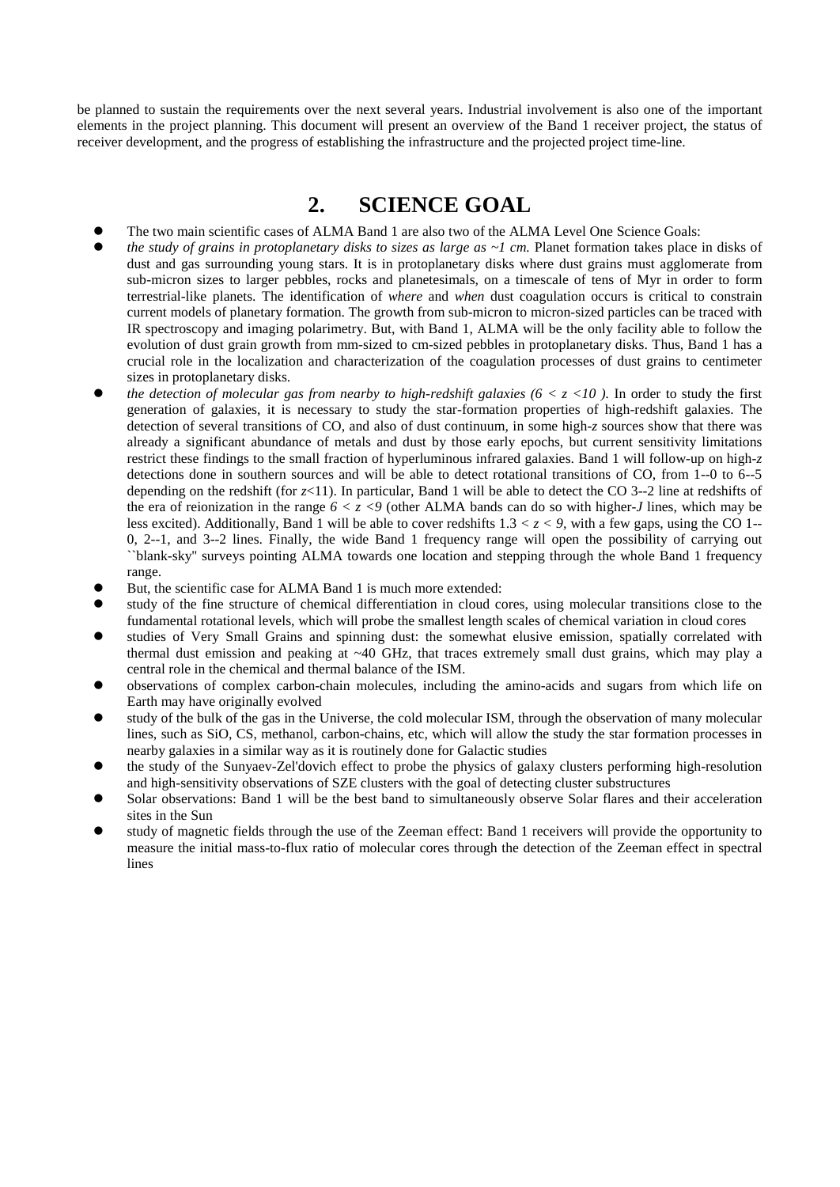be planned to sustain the requirements over the next several years. Industrial involvement is also one of the important elements in the project planning. This document will present an overview of the Band 1 receiver project, the status of receiver development, and the progress of establishing the infrastructure and the projected project time-line.

## 2. SCIENCE GOAL

- The two main scientific cases of ALMA Band 1 are also two of the ALMA Level One Science Goals:
- *the study of grains in protoplanetary disks to sizes as large as ~1 cm.* Planet formation takes place in disks of dust and gas surrounding young stars. It is in protoplanetary disks where dust grains must agglomerate from sub-micron sizes to larger pebbles, rocks and planetesimals, on a timescale of tens of Myr in order to form terrestrial-like planets. The identification of *where* and *when* dust coagulation occurs is critical to constrain current models of planetary formation. The growth from sub-micron to micron-sized particles can be traced with IR spectroscopy and imaging polarimetry. But, with Band 1, ALMA will be the only facility able to follow the evolution of dust grain growth from mm-sized to cm-sized pebbles in protoplanetary disks. Thus, Band 1 has a crucial role in the localization and characterization of the coagulation processes of dust grains to centimeter sizes in protoplanetary disks.
- *the detection of molecular gas from nearby to high-redshift galaxies ($6 < z < 10$ ).* In order to study the first generation of galaxies, it is necessary to study the star-formation properties of high-redshift galaxies. The detection of several transitions of CO, and also of dust continuum, in some high-*z* sources show that there was already a significant abundance of metals and dust by those early epochs, but current sensitivity limitations restrict these findings to the small fraction of hyperluminous infrared galaxies. Band 1 will follow-up on high-*z* detections done in southern sources and will be able to detect rotational transitions of CO, from 1--0 to 6--5 depending on the redshift (for $z$<11). In particular, Band 1 will be able to detect the CO 3--2 line at redshifts of the era of reionization in the range $6 < z < 9$ (other ALMA bands can do so with higher-$J$ lines, which may be less excited). Additionally, Band 1 will be able to cover redshifts $1.3 < z < 9$, with a few gaps, using the CO 1--0, 2--1, and 3--2 lines. Finally, the wide Band 1 frequency range will open the possibility of carrying out ``blank-sky'' surveys pointing ALMA towards one location and stepping through the whole Band 1 frequency range.
- But, the scientific case for ALMA Band 1 is much more extended:
- study of the fine structure of chemical differentiation in cloud cores, using molecular transitions close to the fundamental rotational levels, which will probe the smallest length scales of chemical variation in cloud cores
- studies of Very Small Grains and spinning dust: the somewhat elusive emission, spatially correlated with thermal dust emission and peaking at ~40 GHz, that traces extremely small dust grains, which may play a central role in the chemical and thermal balance of the ISM.
- observations of complex carbon-chain molecules, including the amino-acids and sugars from which life on Earth may have originally evolved
- study of the bulk of the gas in the Universe, the cold molecular ISM, through the observation of many molecular lines, such as SiO, CS, methanol, carbon-chains, etc, which will allow the study the star formation processes in nearby galaxies in a similar way as it is routinely done for Galactic studies
- the study of the Sunyaev-Zel'dovich effect to probe the physics of galaxy clusters performing high-resolution and high-sensitivity observations of SZE clusters with the goal of detecting cluster substructures
- Solar observations: Band 1 will be the best band to simultaneously observe Solar flares and their acceleration sites in the Sun
- study of magnetic fields through the use of the Zeeman effect: Band 1 receivers will provide the opportunity to measure the initial mass-to-flux ratio of molecular cores through the detection of the Zeeman effect in spectral lines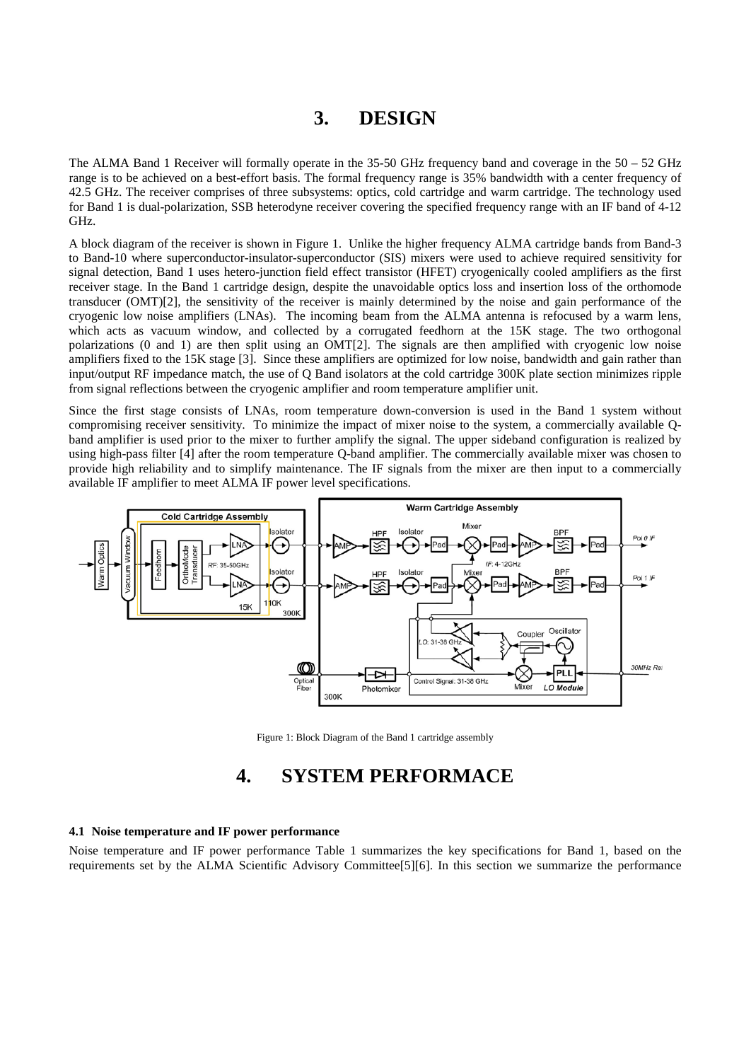# 3. DESIGN

The ALMA Band 1 Receiver will formally operate in the 35-50 GHz frequency band and coverage in the 50 – 52 GHz range is to be achieved on a best-effort basis. The formal frequency range is 35% bandwidth with a center frequency of 42.5 GHz. The receiver comprises of three subsystems: optics, cold cartridge and warm cartridge. The technology used for Band 1 is dual-polarization, SSB heterodyne receiver covering the specified frequency range with an IF band of 4-12 GHz.

A block diagram of the receiver is shown in Figure 1. Unlike the higher frequency ALMA cartridge bands from Band-3 to Band-10 where superconductor-insulator-superconductor (SIS) mixers were used to achieve required sensitivity for signal detection, Band 1 uses hetero-junction field effect transistor (HFET) cryogenically cooled amplifiers as the first receiver stage. In the Band 1 cartridge design, despite the unavoidable optics loss and insertion loss of the orthomode transducer (OMT)[2], the sensitivity of the receiver is mainly determined by the noise and gain performance of the cryogenic low noise amplifiers (LNAs). The incoming beam from the ALMA antenna is refocused by a warm lens, which acts as vacuum window, and collected by a corrugated feedhorn at the 15K stage. The two orthogonal polarizations (0 and 1) are then split using an OMT[2]. The signals are then amplified with cryogenic low noise amplifiers fixed to the 15K stage [3]. Since these amplifiers are optimized for low noise, bandwidth and gain rather than input/output RF impedance match, the use of Q Band isolators at the cold cartridge 300K plate section minimizes ripple from signal reflections between the cryogenic amplifier and room temperature amplifier unit.

Since the first stage consists of LNAs, room temperature down-conversion is used in the Band 1 system without compromising receiver sensitivity. To minimize the impact of mixer noise to the system, a commercially available Q-band amplifier is used prior to the mixer to further amplify the signal. The upper sideband configuration is realized by using high-pass filter [4] after the room temperature Q-band amplifier. The commercially available mixer was chosen to provide high reliability and to simplify maintenance. The IF signals from the mixer are then input to a commercially available IF amplifier to meet ALMA IF power level specifications.

Figure 1: Block Diagram of the Band 1 cartridge assembly

# 4. SYSTEM PERFORMACE

### 4.1 Noise temperature and IF power performance

Noise temperature and IF power performance Table 1 summarizes the key specifications for Band 1, based on the requirements set by the ALMA Scientific Advisory Committee[5][6]. In this section we summarize the performance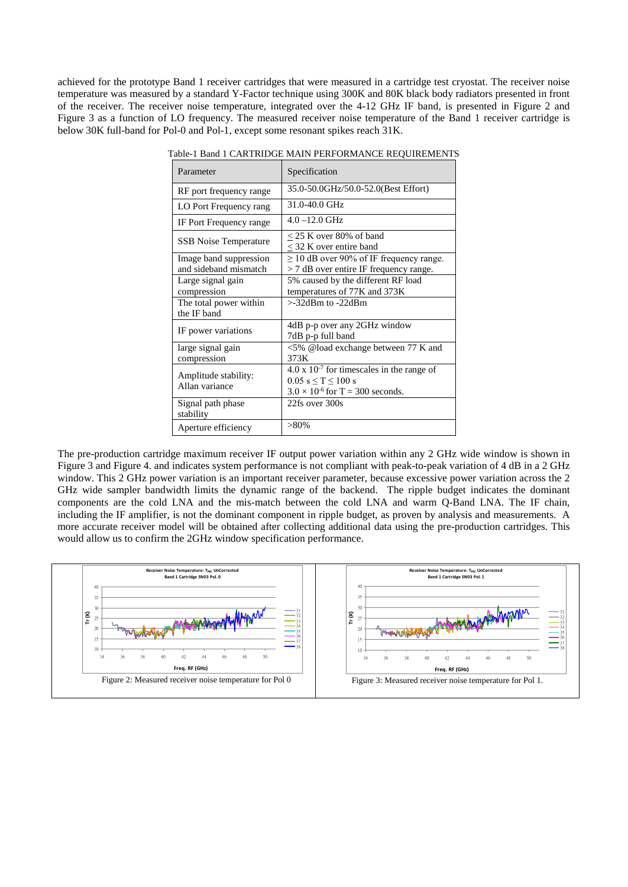achieved for the prototype Band 1 receiver cartridges that were measured in a cartridge test cryostat. The receiver noise temperature was measured by a standard Y-Factor technique using 300K and 80K black body radiators presented in front of the receiver. The receiver noise temperature, integrated over the 4-12 GHz IF band, is presented in Figure 2 and Figure 3 as a function of LO frequency. The measured receiver noise temperature of the Band 1 receiver cartridge is below 30K full-band for Pol-0 and Pol-1, except some resonant spikes reach 31K.

Table-1 Band 1 CARTRIDGE MAIN PERFORMANCE REQUIREMENTS

| Parameter | Specification |
|---|---|
| RF port frequency range | 35.0-50.0GHz/50.0-52.0(Best Effort) |
| LO Port Frequency rang | 31.0-40.0 GHz |
| IF Port Frequency range | 4.0 –12.0 GHz |
| SSB Noise Temperature | $\leq$ 25 K over 80% of band<br>$\leq$ 32 K over entire band |
| Image band suppression and sideband mismatch | $\geq$ 10 dB over 90% of IF frequency range.<br>> 7 dB over entire IF frequency range. |
| Large signal gain compression | 5% caused by the different RF load temperatures of 77K and 373K |
| The total power within the IF band | >-32dBm to -22dBm |
| IF power variations | 4dB p-p over any 2GHz window<br>7dB p-p full band |
| large signal gain compression | <5% @load exchange between 77 K and 373K |
| Amplitude stability: Allan variance | $4.0 \times 10^{-7}$ for timescales in the range of $0.05 \text{ s} \leq T \leq 100 \text{ s}$<br>$3.0 \times 10^{-6}$ for T = 300 seconds. |
| Signal path phase stability | 22fs over 300s |
| Aperture efficiency | >80% |

The pre-production cartridge maximum receiver IF output power variation within any 2 GHz wide window is shown in Figure 3 and Figure 4. and indicates system performance is not compliant with peak-to-peak variation of 4 dB in a 2 GHz window. This 2 GHz power variation is an important receiver parameter, because excessive power variation across the 2 GHz wide sampler bandwidth limits the dynamic range of the backend. The ripple budget indicates the dominant components are the cold LNA and the mis-match between the cold LNA and warm Q-Band LNA. The IF chain, including the IF amplifier, is not the dominant component in ripple budget, as proven by analysis and measurements. A more accurate receiver model will be obtained after collecting additional data using the pre-production cartridges. This would allow us to confirm the 2GHz window specification performance.

Figure 2: Measured receiver noise temperature for Pol 0

Figure 3: Measured receiver noise temperature for Pol 1.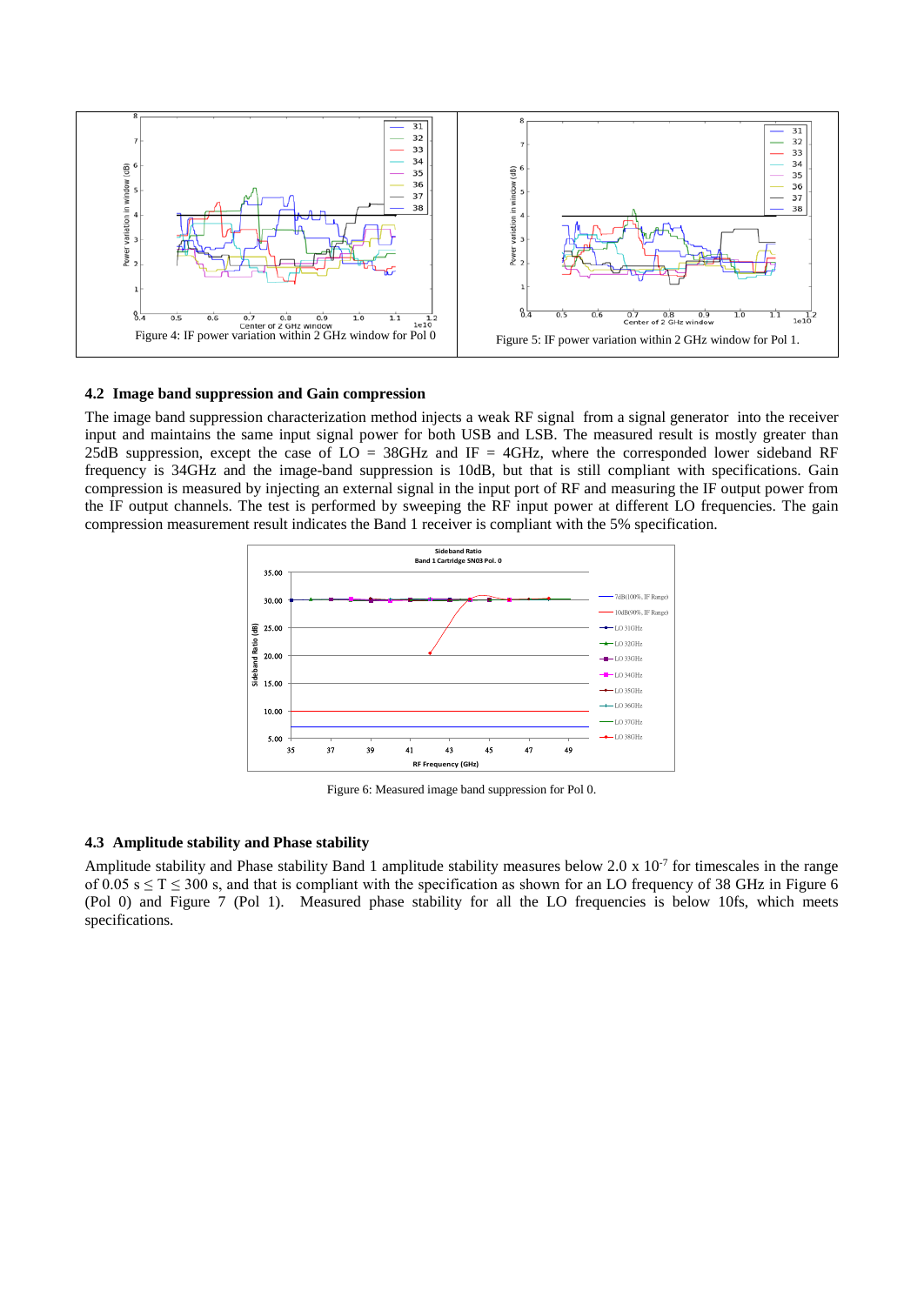Figure 4: IF power variation within 2 GHz window for Pol 0

Figure 5: IF power variation within 2 GHz window for Pol 1.

### 4.2 Image band suppression and Gain compression

The image band suppression characterization method injects a weak RF signal from a signal generator into the receiver input and maintains the same input signal power for both USB and LSB. The measured result is mostly greater than 25dB suppression, except the case of LO = 38GHz and IF = 4GHz, where the corresponded lower sideband RF frequency is 34GHz and the image-band suppression is 10dB, but that is still compliant with specifications. Gain compression is measured by injecting an external signal in the input port of RF and measuring the IF output power from the IF output channels. The test is performed by sweeping the RF input power at different LO frequencies. The gain compression measurement result indicates the Band 1 receiver is compliant with the 5% specification.

Figure 6: Measured image band suppression for Pol 0.

### 4.3 Amplitude stability and Phase stability

Amplitude stability and Phase stability Band 1 amplitude stability measures below 2.0 x $10^{-7}$ for timescales in the range of 0.05 s $\leq$ T $\leq$ 300 s, and that is compliant with the specification as shown for an LO frequency of 38 GHz in Figure 6 (Pol 0) and Figure 7 (Pol 1). Measured phase stability for all the LO frequencies is below 10fs, which meets specifications.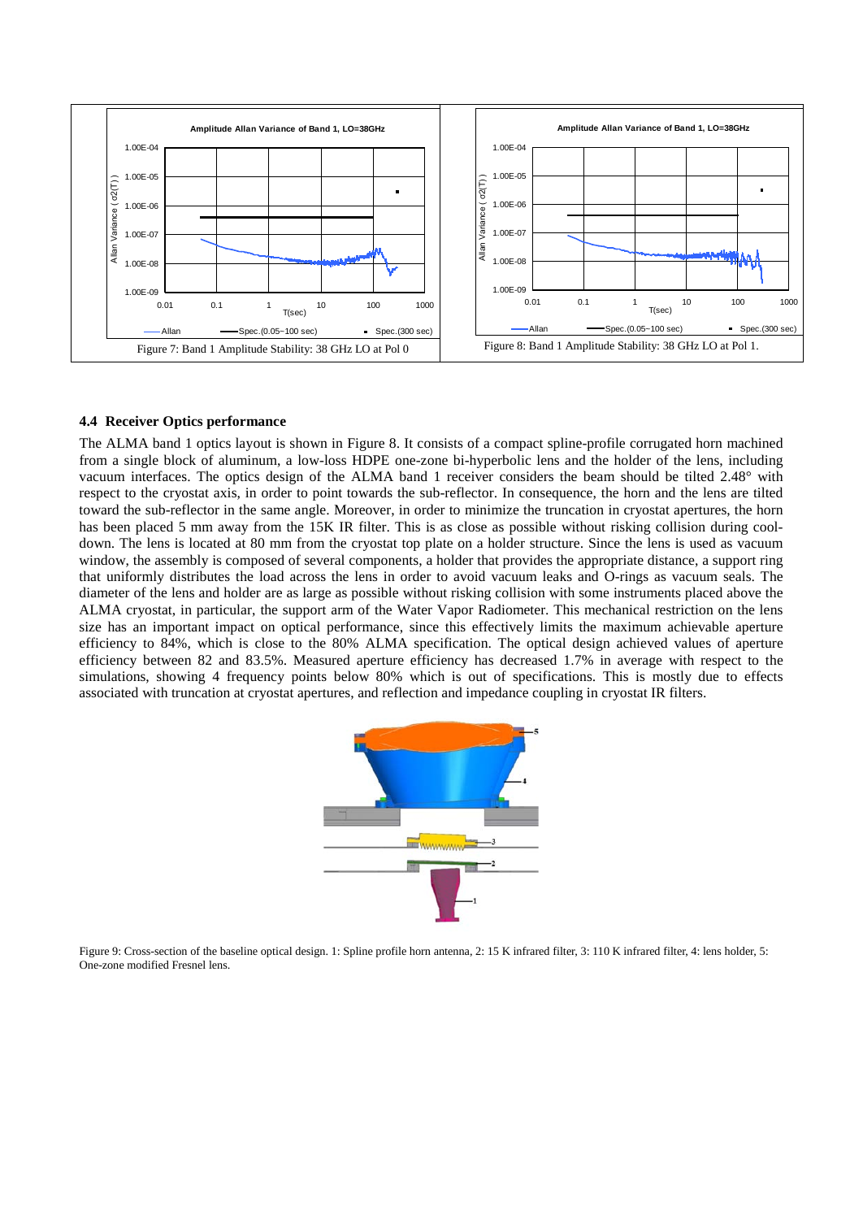Figure 7: Band 1 Amplitude Stability: 38 GHz LO at Pol 0

Figure 8: Band 1 Amplitude Stability: 38 GHz LO at Pol 1.

### 4.4 Receiver Optics performance

The ALMA band 1 optics layout is shown in Figure 8. It consists of a compact spline-profile corrugated horn machined from a single block of aluminum, a low-loss HDPE one-zone bi-hyperbolic lens and the holder of the lens, including vacuum interfaces. The optics design of the ALMA band 1 receiver considers the beam should be tilted 2.48° with respect to the cryostat axis, in order to point towards the sub-reflector. In consequence, the horn and the lens are tilted toward the sub-reflector in the same angle. Moreover, in order to minimize the truncation in cryostat apertures, the horn has been placed 5 mm away from the 15K IR filter. This is as close as possible without risking collision during cool-down. The lens is located at 80 mm from the cryostat top plate on a holder structure. Since the lens is used as vacuum window, the assembly is composed of several components, a holder that provides the appropriate distance, a support ring that uniformly distributes the load across the lens in order to avoid vacuum leaks and O-rings as vacuum seals. The diameter of the lens and holder are as large as possible without risking collision with some instruments placed above the ALMA cryostat, in particular, the support arm of the Water Vapor Radiometer. This mechanical restriction on the lens size has an important impact on optical performance, since this effectively limits the maximum achievable aperture efficiency to 84%, which is close to the 80% ALMA specification. The optical design achieved values of aperture efficiency between 82 and 83.5%. Measured aperture efficiency has decreased 1.7% in average with respect to the simulations, showing 4 frequency points below 80% which is out of specifications. This is mostly due to effects associated with truncation at cryostat apertures, and reflection and impedance coupling in cryostat IR filters.

Figure 9: Cross-section of the baseline optical design. 1: Spline profile horn antenna, 2: 15 K infrared filter, 3: 110 K infrared filter, 4: lens holder, 5: One-zone modified Fresnel lens.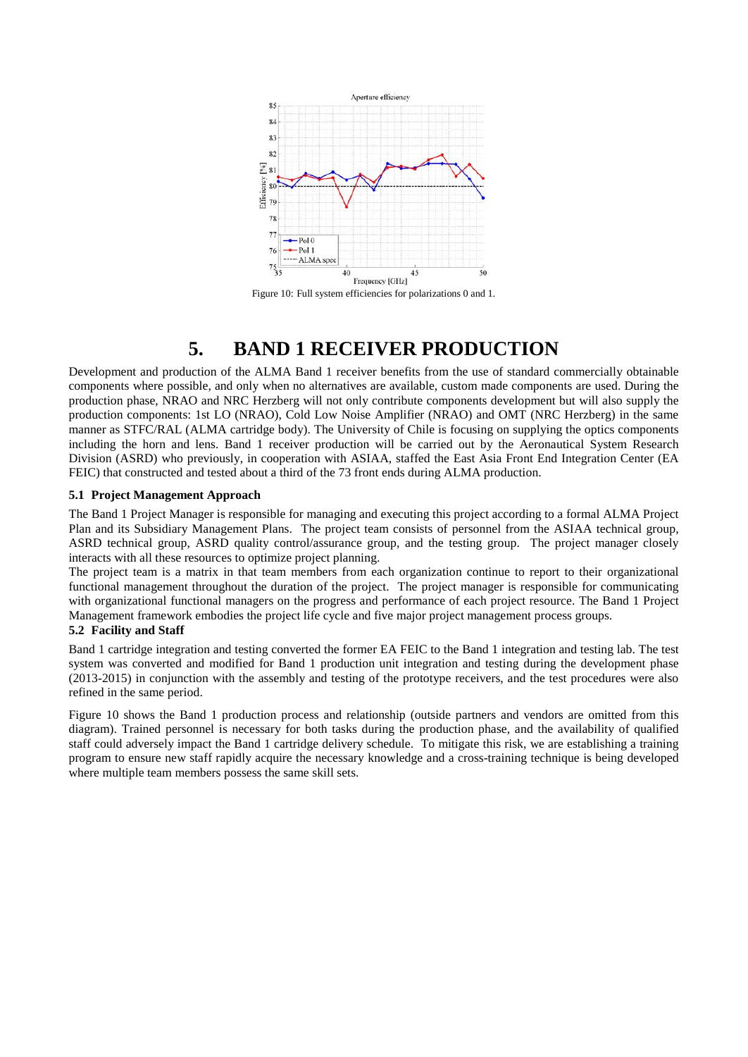Figure 10: Full system efficiencies for polarizations 0 and 1.

# 5. BAND 1 RECEIVER PRODUCTION

Development and production of the ALMA Band 1 receiver benefits from the use of standard commercially obtainable components where possible, and only when no alternatives are available, custom made components are used. During the production phase, NRAO and NRC Herzberg will not only contribute components development but will also supply the production components: 1st LO (NRAO), Cold Low Noise Amplifier (NRAO) and OMT (NRC Herzberg) in the same manner as STFC/RAL (ALMA cartridge body). The University of Chile is focusing on supplying the optics components including the horn and lens. Band 1 receiver production will be carried out by the Aeronautical System Research Division (ASRD) who previously, in cooperation with ASIAA, staffed the East Asia Front End Integration Center (EA FEIC) that constructed and tested about a third of the 73 front ends during ALMA production.

### 5.1 Project Management Approach

The Band 1 Project Manager is responsible for managing and executing this project according to a formal ALMA Project Plan and its Subsidiary Management Plans. The project team consists of personnel from the ASIAA technical group, ASRD technical group, ASRD quality control/assurance group, and the testing group. The project manager closely interacts with all these resources to optimize project planning.

The project team is a matrix in that team members from each organization continue to report to their organizational functional management throughout the duration of the project. The project manager is responsible for communicating with organizational functional managers on the progress and performance of each project resource. The Band 1 Project Management framework embodies the project life cycle and five major project management process groups.

### 5.2 Facility and Staff

Band 1 cartridge integration and testing converted the former EA FEIC to the Band 1 integration and testing lab. The test system was converted and modified for Band 1 production unit integration and testing during the development phase (2013-2015) in conjunction with the assembly and testing of the prototype receivers, and the test procedures were also refined in the same period.

Figure 10 shows the Band 1 production process and relationship (outside partners and vendors are omitted from this diagram). Trained personnel is necessary for both tasks during the production phase, and the availability of qualified staff could adversely impact the Band 1 cartridge delivery schedule. To mitigate this risk, we are establishing a training program to ensure new staff rapidly acquire the necessary knowledge and a cross-training technique is being developed where multiple team members possess the same skill sets.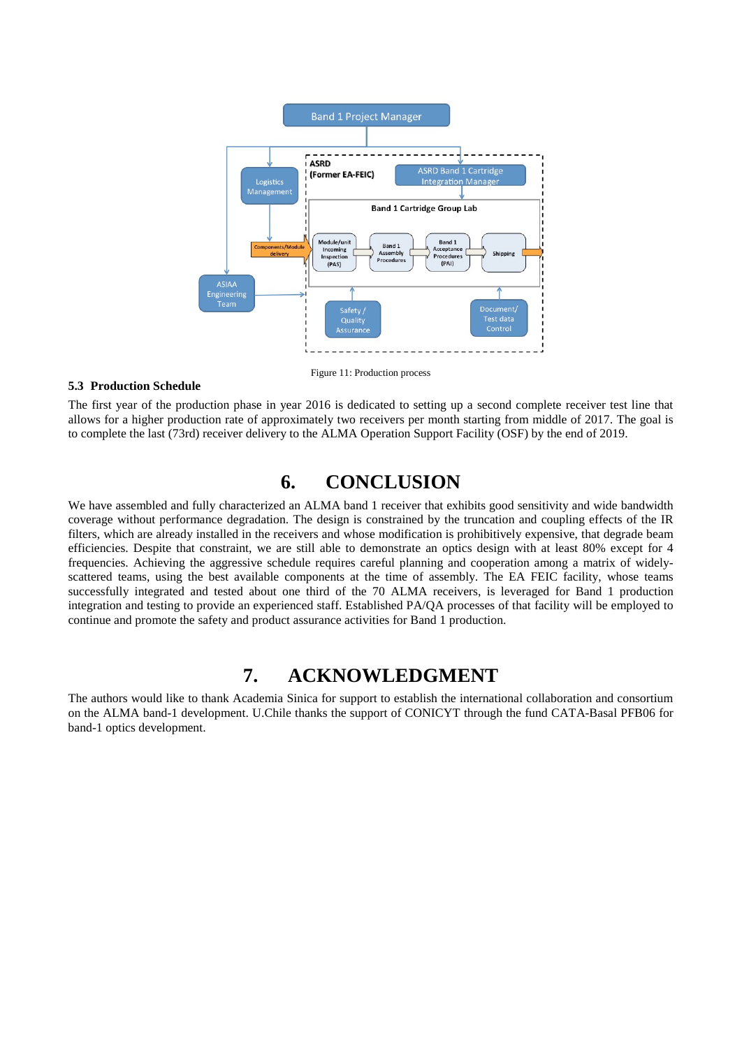Figure 11: Production process

### 5.3 Production Schedule

The first year of the production phase in year 2016 is dedicated to setting up a second complete receiver test line that allows for a higher production rate of approximately two receivers per month starting from middle of 2017. The goal is to complete the last (73rd) receiver delivery to the ALMA Operation Support Facility (OSF) by the end of 2019.

## 6. CONCLUSION

We have assembled and fully characterized an ALMA band 1 receiver that exhibits good sensitivity and wide bandwidth coverage without performance degradation. The design is constrained by the truncation and coupling effects of the IR filters, which are already installed in the receivers and whose modification is prohibitively expensive, that degrade beam efficiencies. Despite that constraint, we are still able to demonstrate an optics design with at least 80% except for 4 frequencies. Achieving the aggressive schedule requires careful planning and cooperation among a matrix of widely-scattered teams, using the best available components at the time of assembly. The EA FEIC facility, whose teams successfully integrated and tested about one third of the 70 ALMA receivers, is leveraged for Band 1 production integration and testing to provide an experienced staff. Established PA/QA processes of that facility will be employed to continue and promote the safety and product assurance activities for Band 1 production.

## 7. ACKNOWLEDGMENT

The authors would like to thank Academia Sinica for support to establish the international collaboration and consortium on the ALMA band-1 development. U.Chile thanks the support of CONICYT through the fund CATA-Basal PFB06 for band-1 optics development.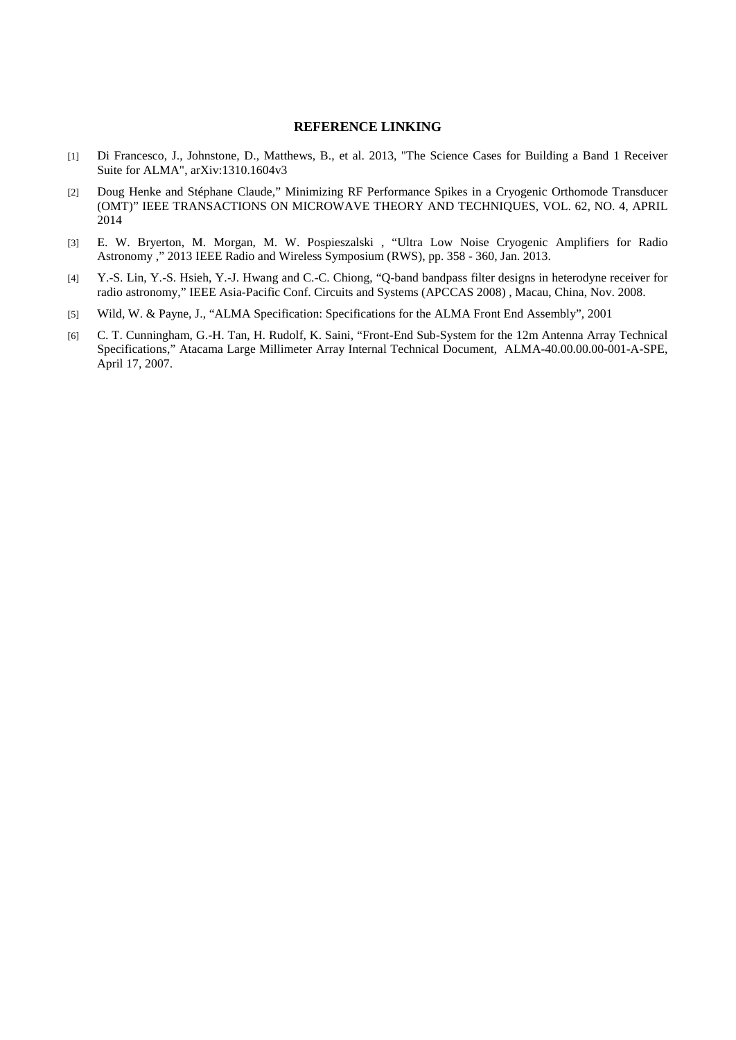## REFERENCE LINKING

[1] Di Francesco, J., Johnstone, D., Matthews, B., et al. 2013, "The Science Cases for Building a Band 1 Receiver Suite for ALMA", arXiv:1310.1604v3

[2] Doug Henke and Stéphane Claude," Minimizing RF Performance Spikes in a Cryogenic Orthomode Transducer (OMT)" IEEE TRANSACTIONS ON MICROWAVE THEORY AND TECHNIQUES, VOL. 62, NO. 4, APRIL 2014

[3] E. W. Bryerton, M. Morgan, M. W. Pospieszalski , "Ultra Low Noise Cryogenic Amplifiers for Radio Astronomy ," 2013 IEEE Radio and Wireless Symposium (RWS), pp. 358 - 360, Jan. 2013.

[4] Y.-S. Lin, Y.-S. Hsieh, Y.-J. Hwang and C.-C. Chiong, "Q-band bandpass filter designs in heterodyne receiver for radio astronomy," IEEE Asia-Pacific Conf. Circuits and Systems (APCCAS 2008) , Macau, China, Nov. 2008.

[5] Wild, W. & Payne, J., "ALMA Specification: Specifications for the ALMA Front End Assembly", 2001

[6] C. T. Cunningham, G.-H. Tan, H. Rudolf, K. Saini, "Front-End Sub-System for the 12m Antenna Array Technical Specifications," Atacama Large Millimeter Array Internal Technical Document, ALMA-40.00.00.00-001-A-SPE, April 17, 2007.